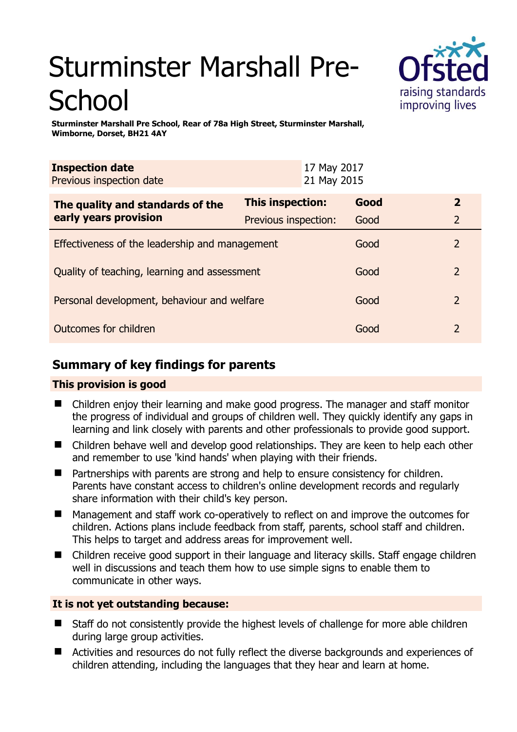# Sturminster Marshall Pre-School

**Sturminster Marshall Pre School, Rear of 78a High Street, Sturminster Marshall, Wimborne, Dorset, BH21 4AY**

| **Inspection date** | 17 May 2017 |
| --- | --- |
| Previous inspection date | 21 May 2015 |

| **The quality and standards of the early years provision** | **This inspection:** | **Good** | **2** |
| --- | --- | --- | --- |
| | Previous inspection: | Good | 2 |
| Effectiveness of the leadership and management | | Good | 2 |
| Quality of teaching, learning and assessment | | Good | 2 |
| Personal development, behaviour and welfare | | Good | 2 |
| Outcomes for children | | Good | 2 |

## Summary of key findings for parents

**This provision is good**

- Children enjoy their learning and make good progress. The manager and staff monitor the progress of individual and groups of children well. They quickly identify any gaps in learning and link closely with parents and other professionals to provide good support.
- Children behave well and develop good relationships. They are keen to help each other and remember to use 'kind hands' when playing with their friends.
- Partnerships with parents are strong and help to ensure consistency for children. Parents have constant access to children's online development records and regularly share information with their child's key person.
- Management and staff work co-operatively to reflect on and improve the outcomes for children. Actions plans include feedback from staff, parents, school staff and children. This helps to target and address areas for improvement well.
- Children receive good support in their language and literacy skills. Staff engage children well in discussions and teach them how to use simple signs to enable them to communicate in other ways.

**It is not yet outstanding because:**

- Staff do not consistently provide the highest levels of challenge for more able children during large group activities.
- Activities and resources do not fully reflect the diverse backgrounds and experiences of children attending, including the languages that they hear and learn at home.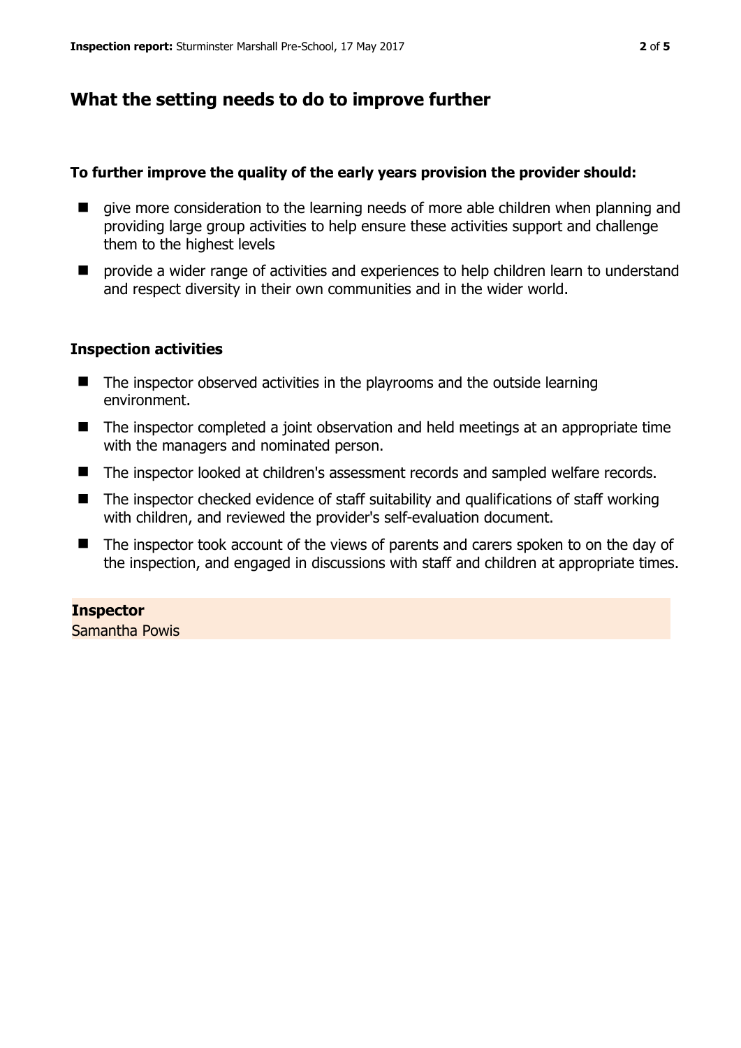## What the setting needs to do to improve further

**To further improve the quality of the early years provision the provider should:**

- give more consideration to the learning needs of more able children when planning and providing large group activities to help ensure these activities support and challenge them to the highest levels
- provide a wider range of activities and experiences to help children learn to understand and respect diversity in their own communities and in the wider world.

### Inspection activities

- The inspector observed activities in the playrooms and the outside learning environment.
- The inspector completed a joint observation and held meetings at an appropriate time with the managers and nominated person.
- The inspector looked at children's assessment records and sampled welfare records.
- The inspector checked evidence of staff suitability and qualifications of staff working with children, and reviewed the provider's self-evaluation document.
- The inspector took account of the views of parents and carers spoken to on the day of the inspection, and engaged in discussions with staff and children at appropriate times.

**Inspector**
Samantha Powis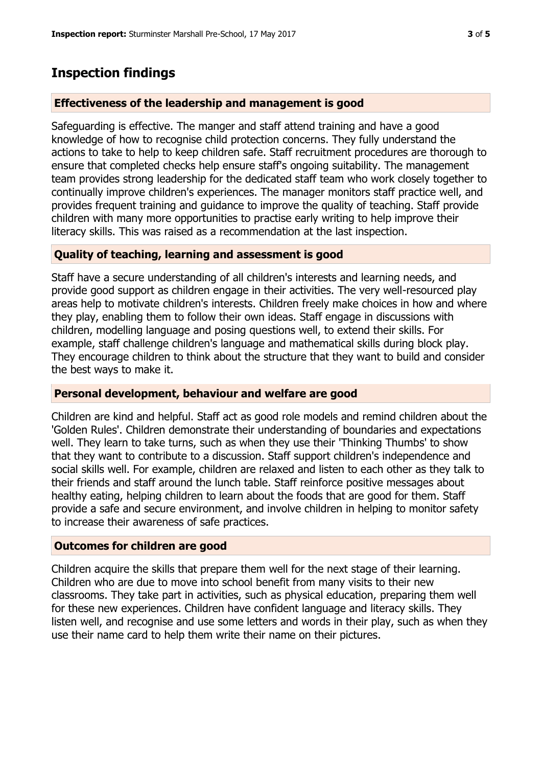## Inspection findings

### Effectiveness of the leadership and management is good

Safeguarding is effective. The manger and staff attend training and have a good knowledge of how to recognise child protection concerns. They fully understand the actions to take to help to keep children safe. Staff recruitment procedures are thorough to ensure that completed checks help ensure staff's ongoing suitability. The management team provides strong leadership for the dedicated staff team who work closely together to continually improve children's experiences. The manager monitors staff practice well, and provides frequent training and guidance to improve the quality of teaching. Staff provide children with many more opportunities to practise early writing to help improve their literacy skills. This was raised as a recommendation at the last inspection.

### Quality of teaching, learning and assessment is good

Staff have a secure understanding of all children's interests and learning needs, and provide good support as children engage in their activities. The very well-resourced play areas help to motivate children's interests. Children freely make choices in how and where they play, enabling them to follow their own ideas. Staff engage in discussions with children, modelling language and posing questions well, to extend their skills. For example, staff challenge children's language and mathematical skills during block play. They encourage children to think about the structure that they want to build and consider the best ways to make it.

### Personal development, behaviour and welfare are good

Children are kind and helpful. Staff act as good role models and remind children about the 'Golden Rules'. Children demonstrate their understanding of boundaries and expectations well. They learn to take turns, such as when they use their 'Thinking Thumbs' to show that they want to contribute to a discussion. Staff support children's independence and social skills well. For example, children are relaxed and listen to each other as they talk to their friends and staff around the lunch table. Staff reinforce positive messages about healthy eating, helping children to learn about the foods that are good for them. Staff provide a safe and secure environment, and involve children in helping to monitor safety to increase their awareness of safe practices.

### Outcomes for children are good

Children acquire the skills that prepare them well for the next stage of their learning. Children who are due to move into school benefit from many visits to their new classrooms. They take part in activities, such as physical education, preparing them well for these new experiences. Children have confident language and literacy skills. They listen well, and recognise and use some letters and words in their play, such as when they use their name card to help them write their name on their pictures.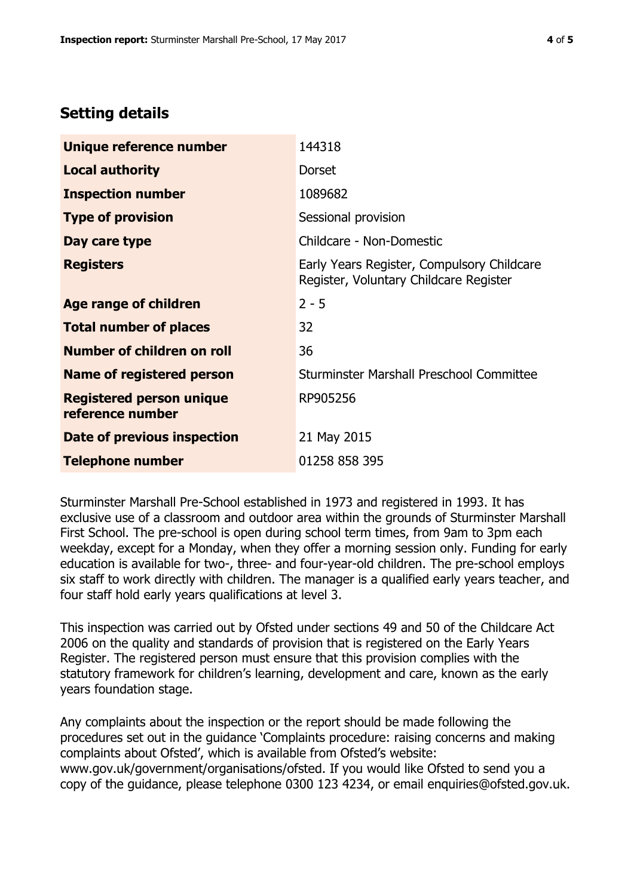## Setting details

| | |
|---|---|
| **Unique reference number** | 144318 |
| **Local authority** | Dorset |
| **Inspection number** | 1089682 |
| **Type of provision** | Sessional provision |
| **Day care type** | Childcare - Non-Domestic |
| **Registers** | Early Years Register, Compulsory Childcare Register, Voluntary Childcare Register |
| **Age range of children** | 2 - 5 |
| **Total number of places** | 32 |
| **Number of children on roll** | 36 |
| **Name of registered person** | Sturminster Marshall Preschool Committee |
| **Registered person unique reference number** | RP905256 |
| **Date of previous inspection** | 21 May 2015 |
| **Telephone number** | 01258 858 395 |

Sturminster Marshall Pre-School established in 1973 and registered in 1993. It has exclusive use of a classroom and outdoor area within the grounds of Sturminster Marshall First School. The pre-school is open during school term times, from 9am to 3pm each weekday, except for a Monday, when they offer a morning session only. Funding for early education is available for two-, three- and four-year-old children. The pre-school employs six staff to work directly with children. The manager is a qualified early years teacher, and four staff hold early years qualifications at level 3.

This inspection was carried out by Ofsted under sections 49 and 50 of the Childcare Act 2006 on the quality and standards of provision that is registered on the Early Years Register. The registered person must ensure that this provision complies with the statutory framework for children's learning, development and care, known as the early years foundation stage.

Any complaints about the inspection or the report should be made following the procedures set out in the guidance 'Complaints procedure: raising concerns and making complaints about Ofsted', which is available from Ofsted's website: www.gov.uk/government/organisations/ofsted. If you would like Ofsted to send you a copy of the guidance, please telephone 0300 123 4234, or email enquiries@ofsted.gov.uk.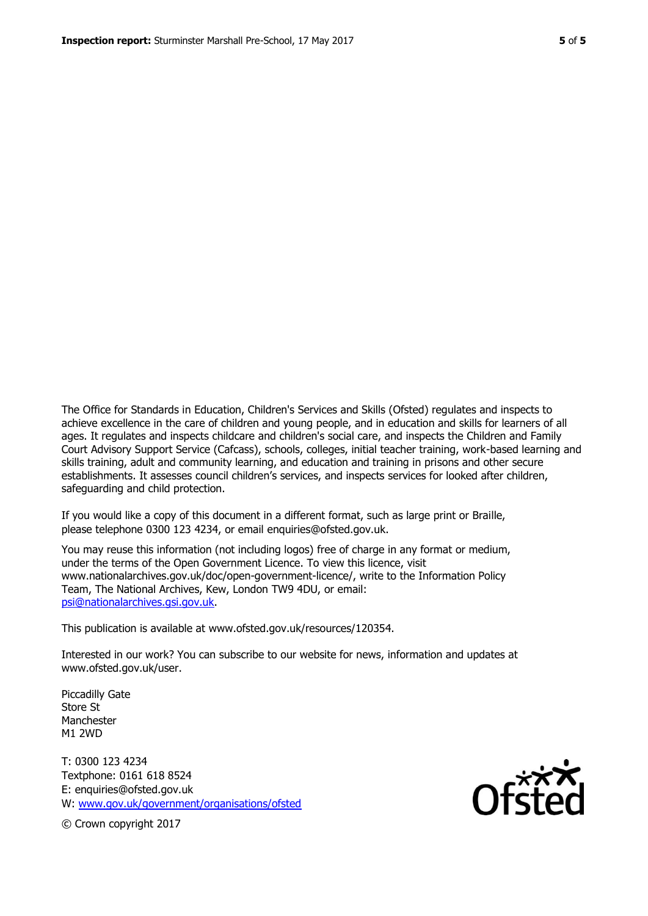The Office for Standards in Education, Children's Services and Skills (Ofsted) regulates and inspects to achieve excellence in the care of children and young people, and in education and skills for learners of all ages. It regulates and inspects childcare and children's social care, and inspects the Children and Family Court Advisory Support Service (Cafcass), schools, colleges, initial teacher training, work-based learning and skills training, adult and community learning, and education and training in prisons and other secure establishments. It assesses council children's services, and inspects services for looked after children, safeguarding and child protection.

If you would like a copy of this document in a different format, such as large print or Braille, please telephone 0300 123 4234, or email enquiries@ofsted.gov.uk.

You may reuse this information (not including logos) free of charge in any format or medium, under the terms of the Open Government Licence. To view this licence, visit www.nationalarchives.gov.uk/doc/open-government-licence/, write to the Information Policy Team, The National Archives, Kew, London TW9 4DU, or email: psi@nationalarchives.gsi.gov.uk.

This publication is available at www.ofsted.gov.uk/resources/120354.

Interested in our work? You can subscribe to our website for news, information and updates at www.ofsted.gov.uk/user.

Piccadilly Gate
Store St
Manchester
M1 2WD

T: 0300 123 4234
Textphone: 0161 618 8524
E: enquiries@ofsted.gov.uk
W: www.gov.uk/government/organisations/ofsted

© Crown copyright 2017